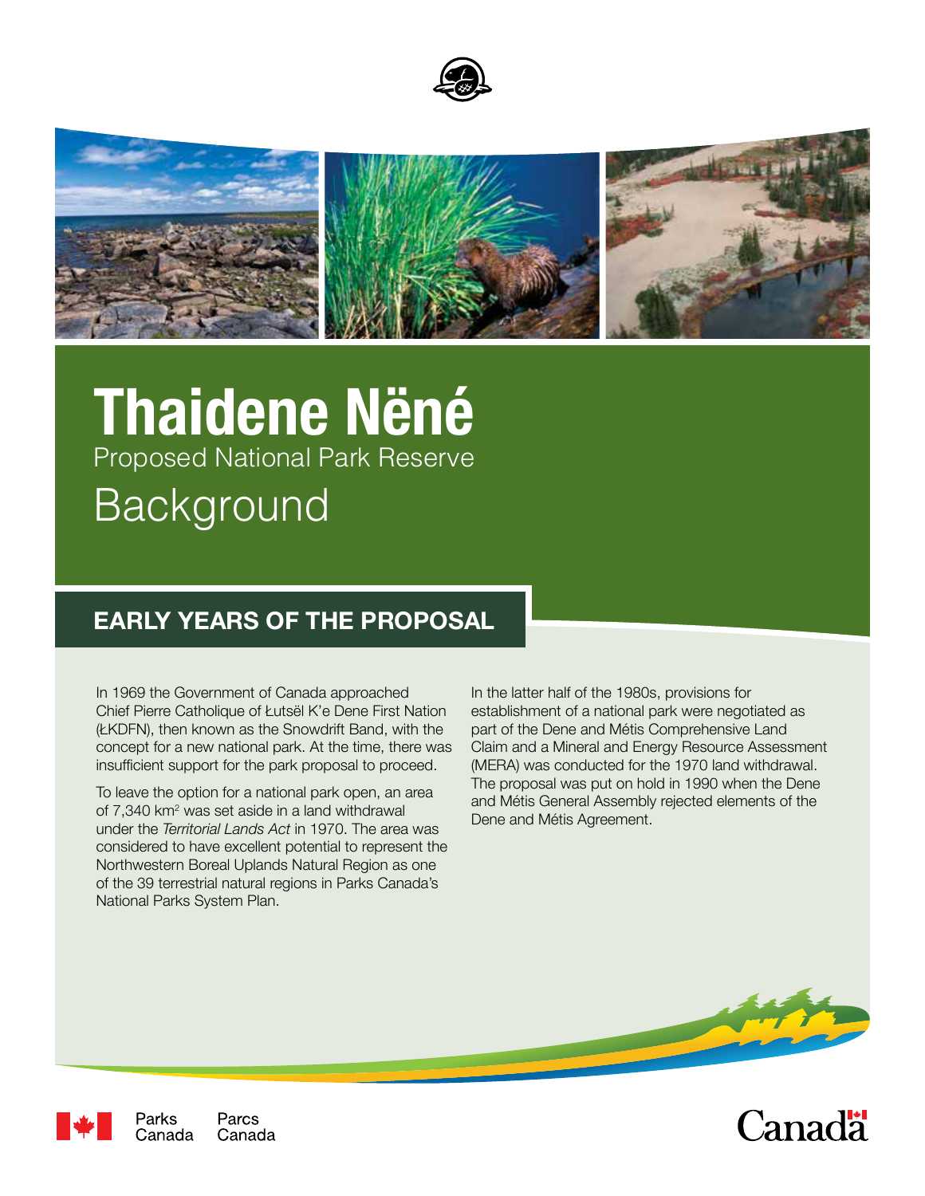# Thaidene Nënë

Proposed National Park Reserve

Background

## EARLY YEARS OF THE PROPOSAL

In 1969 the Government of Canada approached Chief Pierre Catholique of Łutsël K'e Dene First Nation (ŁKDFN), then known as the Snowdrift Band, with the concept for a new national park. At the time, there was insufficient support for the park proposal to proceed.

To leave the option for a national park open, an area of 7,340 km$^2$ was set aside in a land withdrawal under the *Territorial Lands Act* in 1970. The area was considered to have excellent potential to represent the Northwestern Boreal Uplands Natural Region as one of the 39 terrestrial natural regions in Parks Canada's National Parks System Plan.

In the latter half of the 1980s, provisions for establishment of a national park were negotiated as part of the Dene and Métis Comprehensive Land Claim and a Mineral and Energy Resource Assessment (MERA) was conducted for the 1970 land withdrawal. The proposal was put on hold in 1990 when the Dene and Métis General Assembly rejected elements of the Dene and Métis Agreement.

Parks Canada Parcs Canada

Canada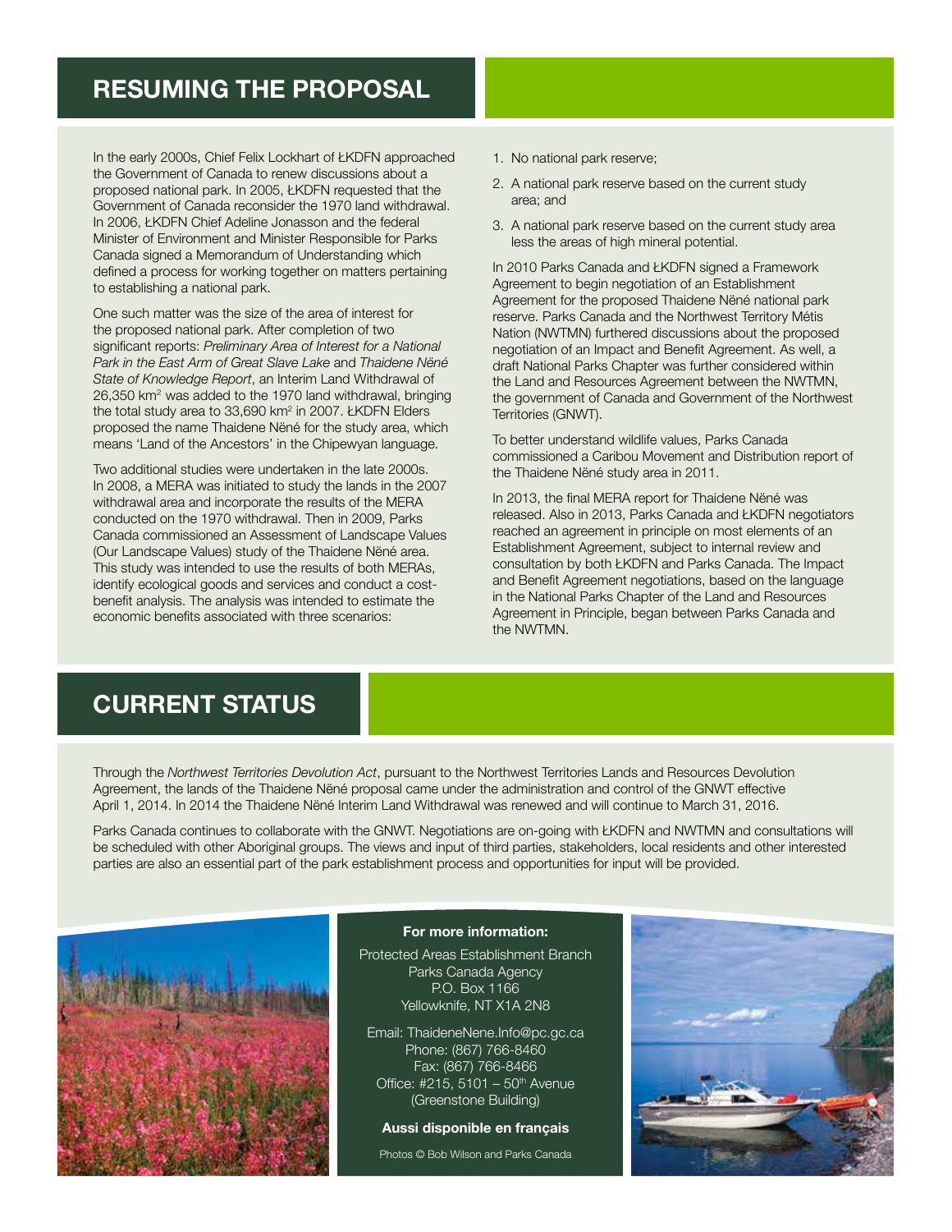## RESUMING THE PROPOSAL

In the early 2000s, Chief Felix Lockhart of ŁKDFN approached the Government of Canada to renew discussions about a proposed national park. In 2005, ŁKDFN requested that the Government of Canada reconsider the 1970 land withdrawal. In 2006, ŁKDFN Chief Adeline Jonasson and the federal Minister of Environment and Minister Responsible for Parks Canada signed a Memorandum of Understanding which defined a process for working together on matters pertaining to establishing a national park.

One such matter was the size of the area of interest for the proposed national park. After completion of two significant reports: *Preliminary Area of Interest for a National Park in the East Arm of Great Slave Lake* and *Thaidene Nëné State of Knowledge Report*, an Interim Land Withdrawal of 26,350 $km^2$ was added to the 1970 land withdrawal, bringing the total study area to 33,690 $km^2$ in 2007. ŁKDFN Elders proposed the name Thaidene Nëné for the study area, which means 'Land of the Ancestors' in the Chipewyan language.

Two additional studies were undertaken in the late 2000s. In 2008, a MERA was initiated to study the lands in the 2007 withdrawal area and incorporate the results of the MERA conducted on the 1970 withdrawal. Then in 2009, Parks Canada commissioned an Assessment of Landscape Values (Our Landscape Values) study of the Thaidene Nëné area. This study was intended to use the results of both MERAs, identify ecological goods and services and conduct a cost-benefit analysis. The analysis was intended to estimate the economic benefits associated with three scenarios:

1. No national park reserve;
2. A national park reserve based on the current study area; and
3. A national park reserve based on the current study area less the areas of high mineral potential.

In 2010 Parks Canada and ŁKDFN signed a Framework Agreement to begin negotiation of an Establishment Agreement for the proposed Thaidene Nëné national park reserve. Parks Canada and the Northwest Territory Métis Nation (NWTMN) furthered discussions about the proposed negotiation of an Impact and Benefit Agreement. As well, a draft National Parks Chapter was further considered within the Land and Resources Agreement between the NWTMN, the government of Canada and Government of the Northwest Territories (GNWT).

To better understand wildlife values, Parks Canada commissioned a Caribou Movement and Distribution report of the Thaidene Nëné study area in 2011.

In 2013, the final MERA report for Thaidene Nëné was released. Also in 2013, Parks Canada and ŁKDFN negotiators reached an agreement in principle on most elements of an Establishment Agreement, subject to internal review and consultation by both ŁKDFN and Parks Canada. The Impact and Benefit Agreement negotiations, based on the language in the National Parks Chapter of the Land and Resources Agreement in Principle, began between Parks Canada and the NWTMN.

## CURRENT STATUS

Through the *Northwest Territories Devolution Act*, pursuant to the Northwest Territories Lands and Resources Devolution Agreement, the lands of the Thaidene Nëné proposal came under the administration and control of the GNWT effective April 1, 2014. In 2014 the Thaidene Nëné Interim Land Withdrawal was renewed and will continue to March 31, 2016.

Parks Canada continues to collaborate with the GNWT. Negotiations are on-going with ŁKDFN and NWTMN and consultations will be scheduled with other Aboriginal groups. The views and input of third parties, stakeholders, local residents and other interested parties are also an essential part of the park establishment process and opportunities for input will be provided.

**For more information:**

Protected Areas Establishment Branch
Parks Canada Agency
P.O. Box 1166
Yellowknife, NT X1A 2N8

Email: ThaideneNene.Info@pc.gc.ca
Phone: (867) 766-8460
Fax: (867) 766-8466
Office: #215, 5101 – 50th Avenue
(Greenstone Building)

**Aussi disponible en français**

Photos © Bob Wilson and Parks Canada